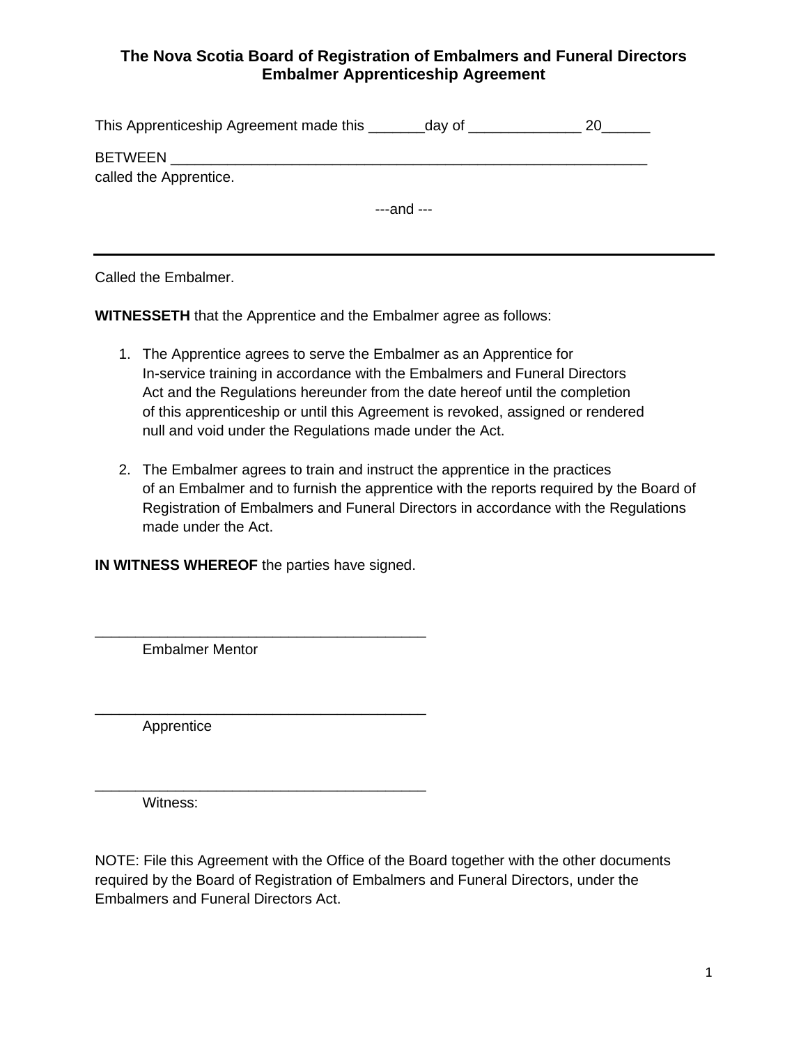# The Nova Scotia Board of Registration of Embalmers and Funeral Directors
## Embalmer Apprenticeship Agreement

This Apprenticeship Agreement made this _______day of ______________ 20______

BETWEEN _______________________________________________________________
called the Apprentice.

---and ---

_______________________________________________________________

Called the Embalmer.

**WITNESSETH** that the Apprentice and the Embalmer agree as follows:

1. The Apprentice agrees to serve the Embalmer as an Apprentice for In-service training in accordance with the Embalmers and Funeral Directors Act and the Regulations hereunder from the date hereof until the completion of this apprenticeship or until this Agreement is revoked, assigned or rendered null and void under the Regulations made under the Act.

2. The Embalmer agrees to train and instruct the apprentice in the practices of an Embalmer and to furnish the apprentice with the reports required by the Board of Registration of Embalmers and Funeral Directors in accordance with the Regulations made under the Act.

**IN WITNESS WHEREOF** the parties have signed.

_________________________________________
Embalmer Mentor

_________________________________________
Apprentice

_________________________________________
Witness:

NOTE: File this Agreement with the Office of the Board together with the other documents required by the Board of Registration of Embalmers and Funeral Directors, under the Embalmers and Funeral Directors Act.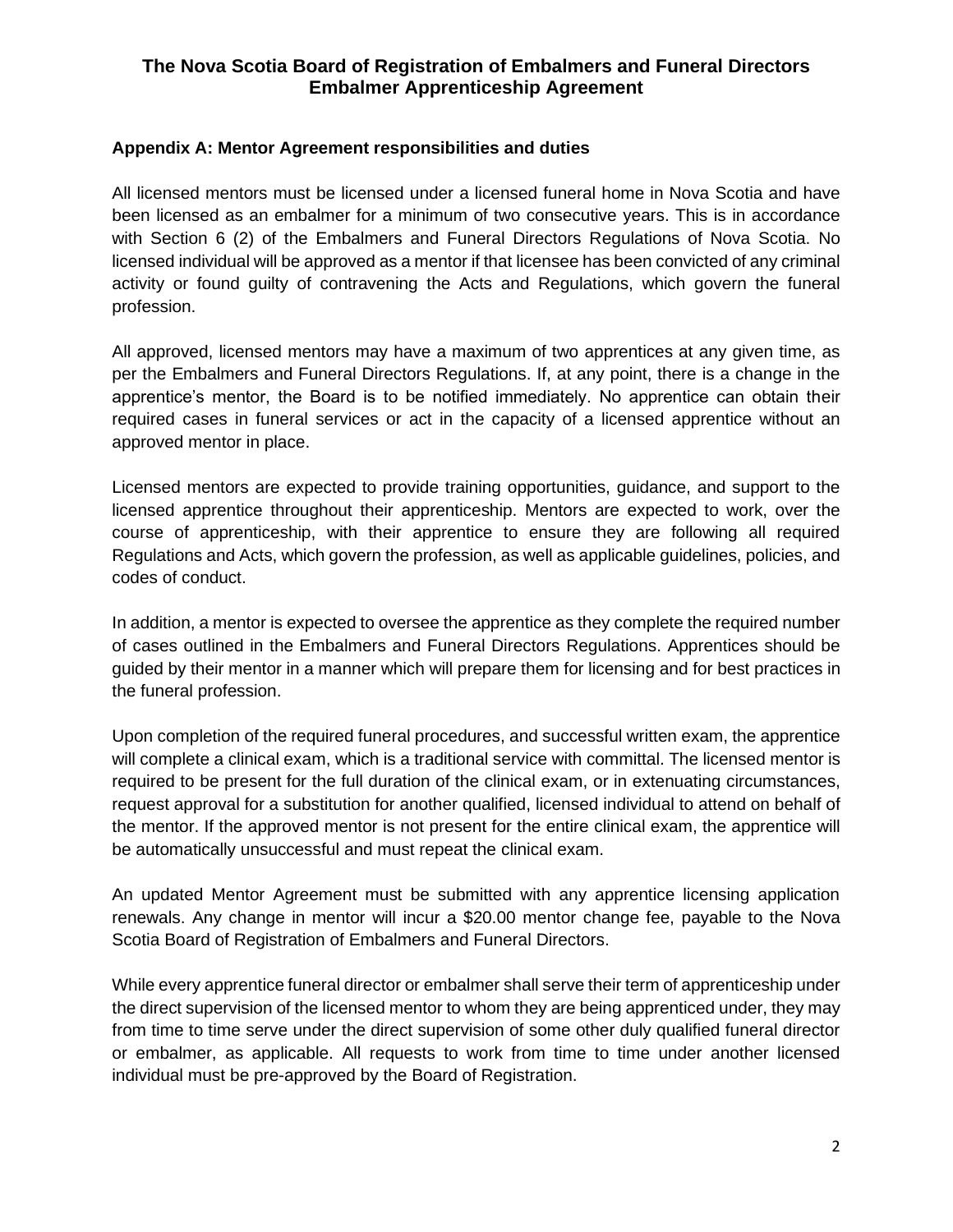# The Nova Scotia Board of Registration of Embalmers and Funeral Directors
## Embalmer Apprenticeship Agreement

### Appendix A: Mentor Agreement responsibilities and duties

All licensed mentors must be licensed under a licensed funeral home in Nova Scotia and have been licensed as an embalmer for a minimum of two consecutive years. This is in accordance with Section 6 (2) of the Embalmers and Funeral Directors Regulations of Nova Scotia. No licensed individual will be approved as a mentor if that licensee has been convicted of any criminal activity or found guilty of contravening the Acts and Regulations, which govern the funeral profession.

All approved, licensed mentors may have a maximum of two apprentices at any given time, as per the Embalmers and Funeral Directors Regulations. If, at any point, there is a change in the apprentice's mentor, the Board is to be notified immediately. No apprentice can obtain their required cases in funeral services or act in the capacity of a licensed apprentice without an approved mentor in place.

Licensed mentors are expected to provide training opportunities, guidance, and support to the licensed apprentice throughout their apprenticeship. Mentors are expected to work, over the course of apprenticeship, with their apprentice to ensure they are following all required Regulations and Acts, which govern the profession, as well as applicable guidelines, policies, and codes of conduct.

In addition, a mentor is expected to oversee the apprentice as they complete the required number of cases outlined in the Embalmers and Funeral Directors Regulations. Apprentices should be guided by their mentor in a manner which will prepare them for licensing and for best practices in the funeral profession.

Upon completion of the required funeral procedures, and successful written exam, the apprentice will complete a clinical exam, which is a traditional service with committal. The licensed mentor is required to be present for the full duration of the clinical exam, or in extenuating circumstances, request approval for a substitution for another qualified, licensed individual to attend on behalf of the mentor. If the approved mentor is not present for the entire clinical exam, the apprentice will be automatically unsuccessful and must repeat the clinical exam.

An updated Mentor Agreement must be submitted with any apprentice licensing application renewals. Any change in mentor will incur a $20.00 mentor change fee, payable to the Nova Scotia Board of Registration of Embalmers and Funeral Directors.

While every apprentice funeral director or embalmer shall serve their term of apprenticeship under the direct supervision of the licensed mentor to whom they are being apprenticed under, they may from time to time serve under the direct supervision of some other duly qualified funeral director or embalmer, as applicable. All requests to work from time to time under another licensed individual must be pre-approved by the Board of Registration.